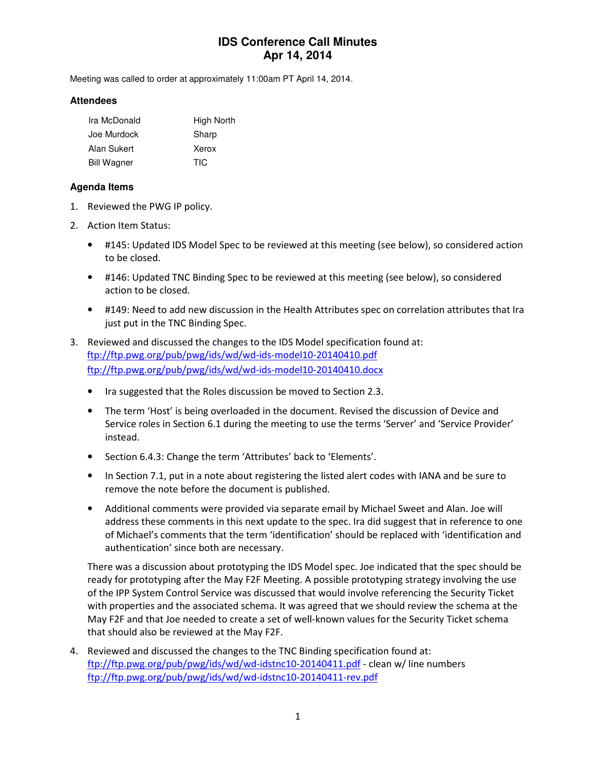# IDS Conference Call Minutes
# Apr 14, 2014

Meeting was called to order at approximately 11:00am PT April 14, 2014.

### Attendees

| | |
|---|---|
| Ira McDonald | High North |
| Joe Murdock | Sharp |
| Alan Sukert | Xerox |
| Bill Wagner | TIC |

### Agenda Items

1. Reviewed the PWG IP policy.
2. Action Item Status:
   - #145: Updated IDS Model Spec to be reviewed at this meeting (see below), so considered action to be closed.
   - #146: Updated TNC Binding Spec to be reviewed at this meeting (see below), so considered action to be closed.
   - #149: Need to add new discussion in the Health Attributes spec on correlation attributes that Ira just put in the TNC Binding Spec.
3. Reviewed and discussed the changes to the IDS Model specification found at:
   ftp://ftp.pwg.org/pub/pwg/ids/wd/wd-ids-model10-20140410.pdf
   ftp://ftp.pwg.org/pub/pwg/ids/wd/wd-ids-model10-20140410.docx
   - Ira suggested that the Roles discussion be moved to Section 2.3.
   - The term 'Host' is being overloaded in the document. Revised the discussion of Device and Service roles in Section 6.1 during the meeting to use the terms 'Server' and 'Service Provider' instead.
   - Section 6.4.3: Change the term 'Attributes' back to 'Elements'.
   - In Section 7.1, put in a note about registering the listed alert codes with IANA and be sure to remove the note before the document is published.
   - Additional comments were provided via separate email by Michael Sweet and Alan. Joe will address these comments in this next update to the spec. Ira did suggest that in reference to one of Michael's comments that the term 'identification' should be replaced with 'identification and authentication' since both are necessary.

   There was a discussion about prototyping the IDS Model spec. Joe indicated that the spec should be ready for prototyping after the May F2F Meeting. A possible prototyping strategy involving the use of the IPP System Control Service was discussed that would involve referencing the Security Ticket with properties and the associated schema. It was agreed that we should review the schema at the May F2F and that Joe needed to create a set of well-known values for the Security Ticket schema that should also be reviewed at the May F2F.
4. Reviewed and discussed the changes to the TNC Binding specification found at:
   ftp://ftp.pwg.org/pub/pwg/ids/wd/wd-idstnc10-20140411.pdf - clean w/ line numbers
   ftp://ftp.pwg.org/pub/pwg/ids/wd/wd-idstnc10-20140411-rev.pdf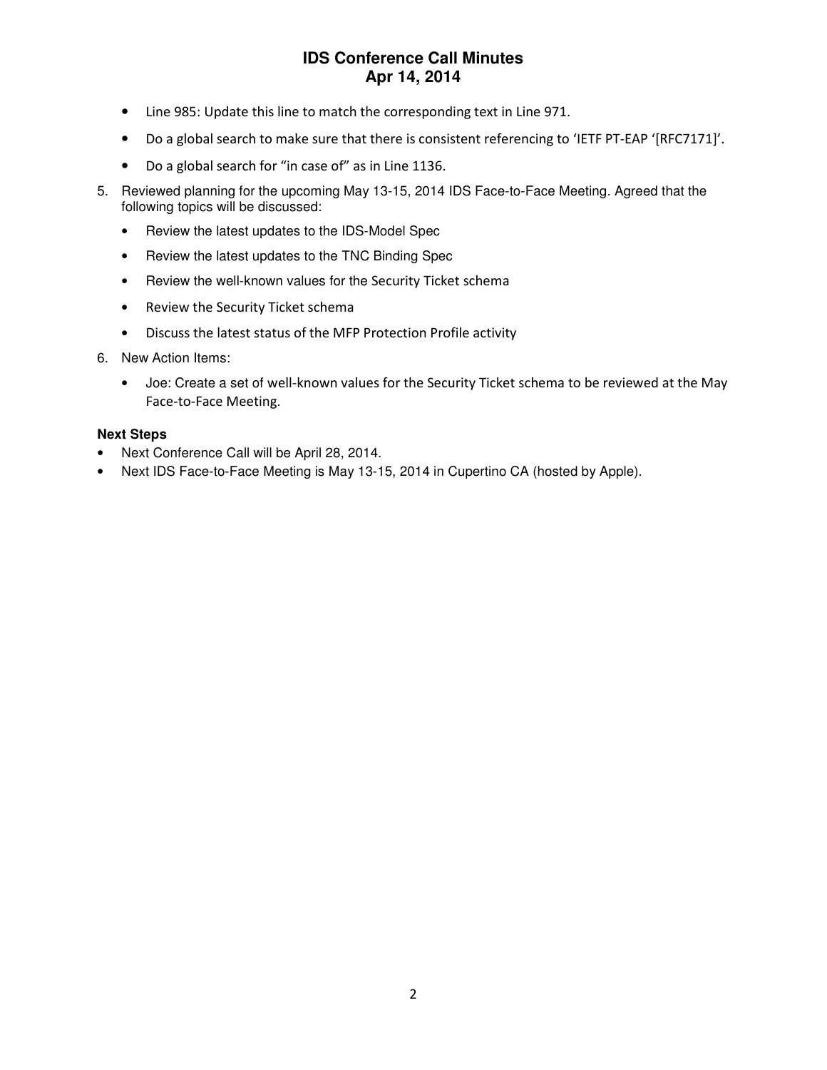- Line 985: Update this line to match the corresponding text in Line 971.
- Do a global search to make sure that there is consistent referencing to 'IETF PT-EAP '[RFC7171]'.
- Do a global search for "in case of" as in Line 1136.

5. Reviewed planning for the upcoming May 13-15, 2014 IDS Face-to-Face Meeting. Agreed that the following topics will be discussed:
   - Review the latest updates to the IDS-Model Spec
   - Review the latest updates to the TNC Binding Spec
   - Review the well-known values for the Security Ticket schema
   - Review the Security Ticket schema
   - Discuss the latest status of the MFP Protection Profile activity
6. New Action Items:
   - Joe: Create a set of well-known values for the Security Ticket schema to be reviewed at the May Face-to-Face Meeting.

**Next Steps**

- Next Conference Call will be April 28, 2014.
- Next IDS Face-to-Face Meeting is May 13-15, 2014 in Cupertino CA (hosted by Apple).